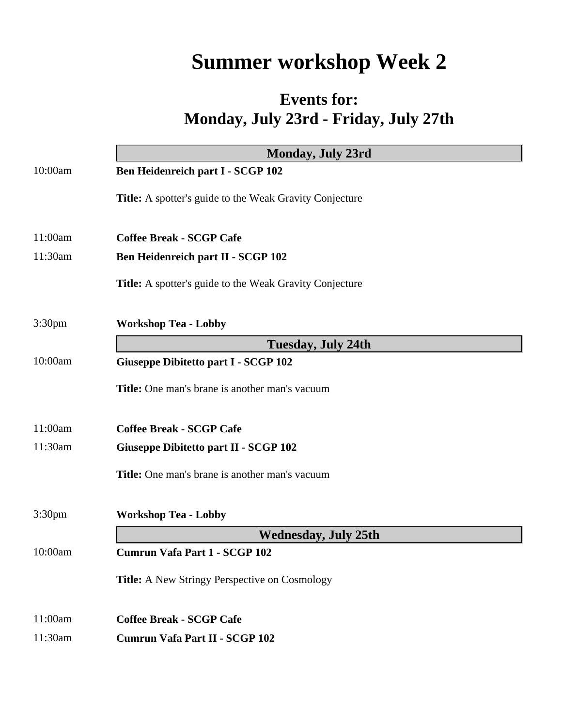# Summer workshop Week 2

## Events for:
## Monday, July 23rd - Friday, July 27th

### Monday, July 23rd

10:00am **Ben Heidenreich part I - SCGP 102**

**Title:** A spotter's guide to the Weak Gravity Conjecture

11:00am **Coffee Break - SCGP Cafe**

11:30am **Ben Heidenreich part II - SCGP 102**

**Title:** A spotter's guide to the Weak Gravity Conjecture

3:30pm **Workshop Tea - Lobby**

### Tuesday, July 24th

10:00am **Giuseppe Dibitetto part I - SCGP 102**

**Title:** One man's brane is another man's vacuum

11:00am **Coffee Break - SCGP Cafe**

11:30am **Giuseppe Dibitetto part II - SCGP 102**

**Title:** One man's brane is another man's vacuum

3:30pm **Workshop Tea - Lobby**

### Wednesday, July 25th

10:00am **Cumrun Vafa Part 1 - SCGP 102**

**Title:** A New Stringy Perspective on Cosmology

11:00am **Coffee Break - SCGP Cafe**

11:30am **Cumrun Vafa Part II - SCGP 102**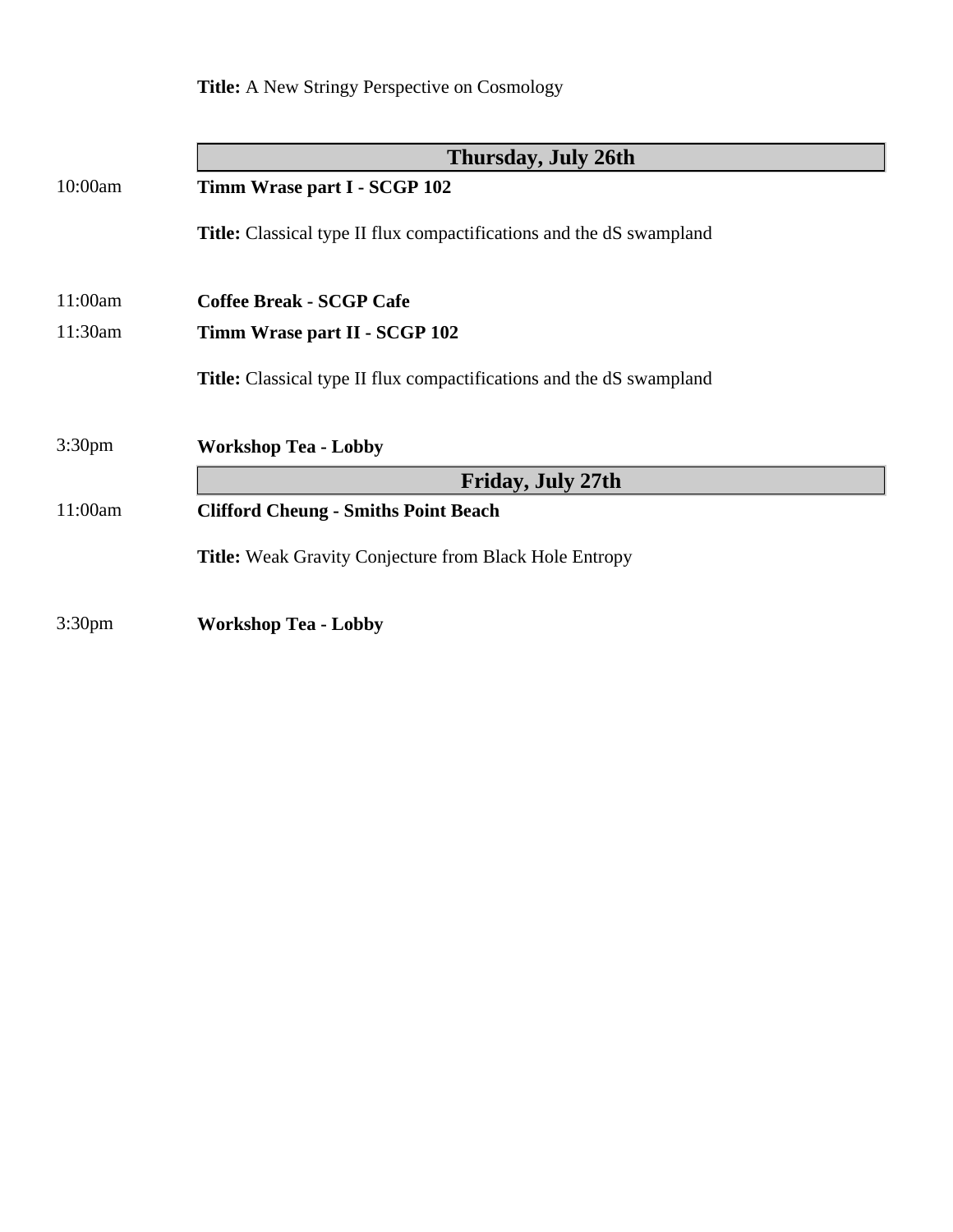**Title:** A New Stringy Perspective on Cosmology

## Thursday, July 26th

10:00am **Timm Wrase part I - SCGP 102**

**Title:** Classical type II flux compactifications and the dS swampland

11:00am **Coffee Break - SCGP Cafe**

11:30am **Timm Wrase part II - SCGP 102**

**Title:** Classical type II flux compactifications and the dS swampland

3:30pm **Workshop Tea - Lobby**

## Friday, July 27th

11:00am **Clifford Cheung - Smiths Point Beach**

**Title:** Weak Gravity Conjecture from Black Hole Entropy

3:30pm **Workshop Tea - Lobby**